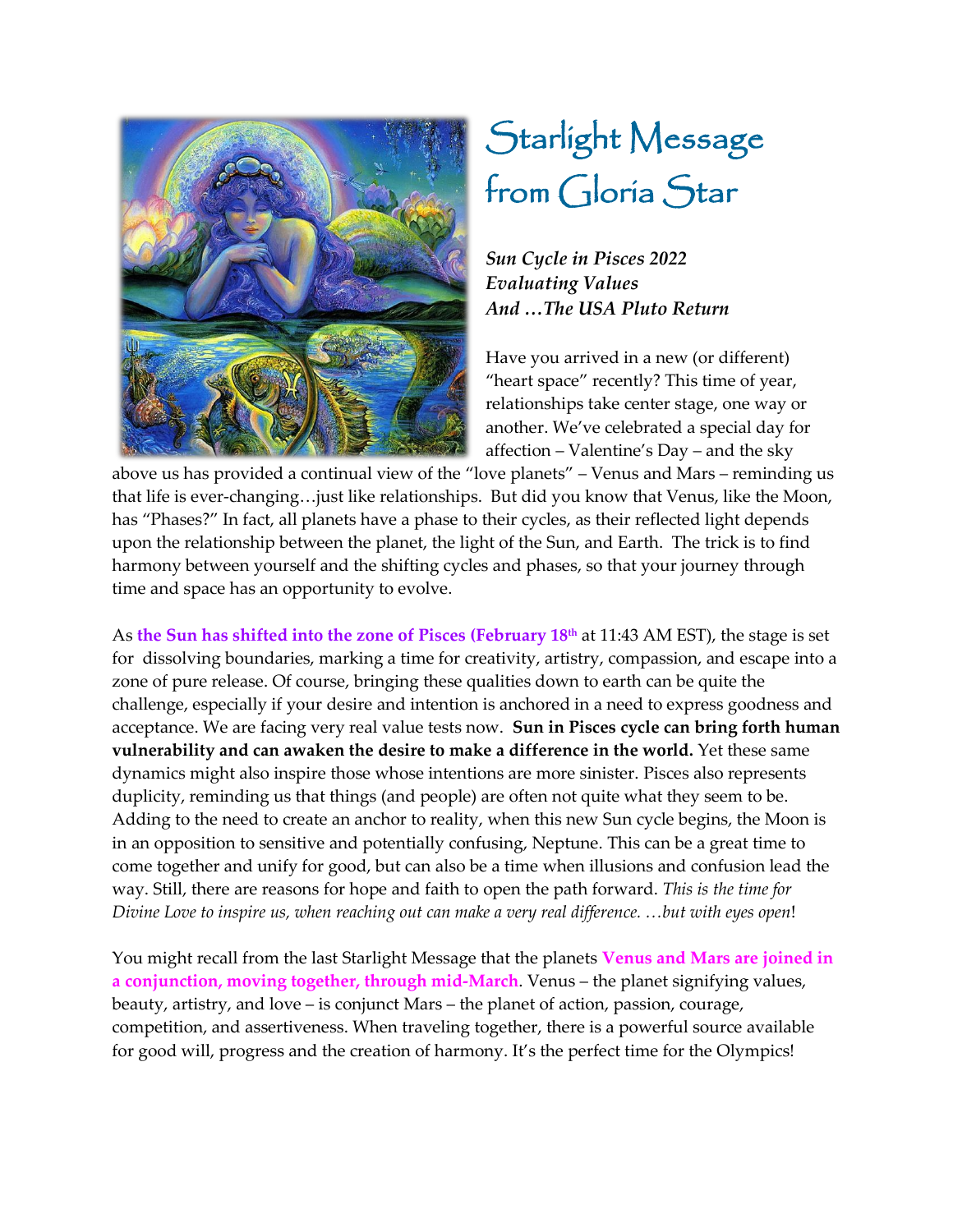# Starlight Message from Gloria Star

***Sun Cycle in Pisces 2022***
***Evaluating Values***
***And …The USA Pluto Return***

Have you arrived in a new (or different) "heart space" recently? This time of year, relationships take center stage, one way or another. We've celebrated a special day for affection – Valentine's Day – and the sky above us has provided a continual view of the "love planets" – Venus and Mars – reminding us that life is ever-changing…just like relationships. But did you know that Venus, like the Moon, has "Phases?" In fact, all planets have a phase to their cycles, as their reflected light depends upon the relationship between the planet, the light of the Sun, and Earth. The trick is to find harmony between yourself and the shifting cycles and phases, so that your journey through time and space has an opportunity to evolve.

As **the Sun has shifted into the zone of Pisces (February 18th** at 11:43 AM EST), the stage is set for dissolving boundaries, marking a time for creativity, artistry, compassion, and escape into a zone of pure release. Of course, bringing these qualities down to earth can be quite the challenge, especially if your desire and intention is anchored in a need to express goodness and acceptance. We are facing very real value tests now. **Sun in Pisces cycle can bring forth human vulnerability and can awaken the desire to make a difference in the world.** Yet these same dynamics might also inspire those whose intentions are more sinister. Pisces also represents duplicity, reminding us that things (and people) are often not quite what they seem to be. Adding to the need to create an anchor to reality, when this new Sun cycle begins, the Moon is in an opposition to sensitive and potentially confusing, Neptune. This can be a great time to come together and unify for good, but can also be a time when illusions and confusion lead the way. Still, there are reasons for hope and faith to open the path forward. *This is the time for Divine Love to inspire us, when reaching out can make a very real difference. …but with eyes open*!

You might recall from the last Starlight Message that the planets **Venus and Mars are joined in a conjunction, moving together, through mid-March**. Venus – the planet signifying values, beauty, artistry, and love – is conjunct Mars – the planet of action, passion, courage, competition, and assertiveness. When traveling together, there is a powerful source available for good will, progress and the creation of harmony. It's the perfect time for the Olympics!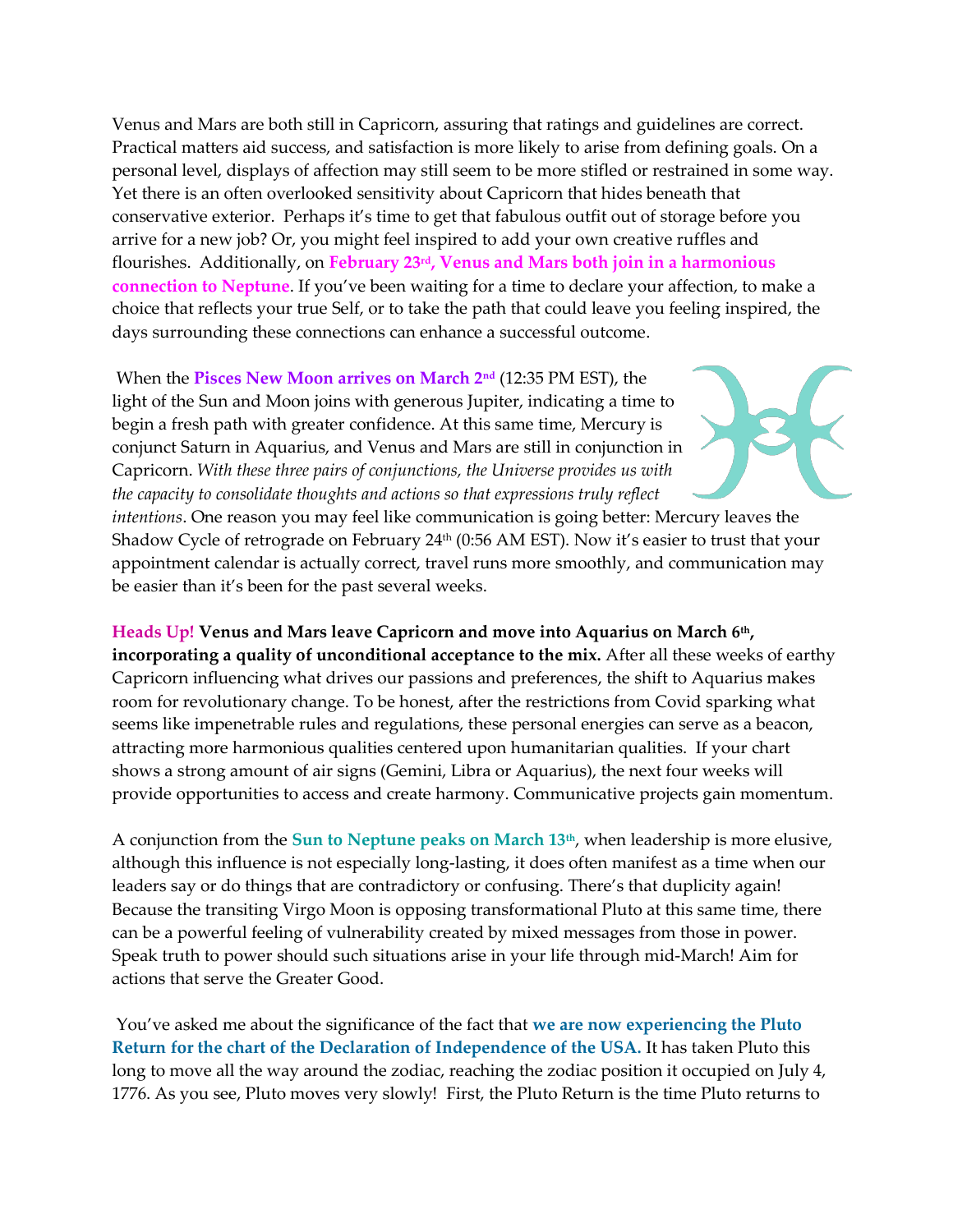Venus and Mars are both still in Capricorn, assuring that ratings and guidelines are correct. Practical matters aid success, and satisfaction is more likely to arise from defining goals. On a personal level, displays of affection may still seem to be more stifled or restrained in some way. Yet there is an often overlooked sensitivity about Capricorn that hides beneath that conservative exterior. Perhaps it's time to get that fabulous outfit out of storage before you arrive for a new job? Or, you might feel inspired to add your own creative ruffles and flourishes. Additionally, on **February 23rd, Venus and Mars both join in a harmonious connection to Neptune**. If you've been waiting for a time to declare your affection, to make a choice that reflects your true Self, or to take the path that could leave you feeling inspired, the days surrounding these connections can enhance a successful outcome.

When the **Pisces New Moon arrives on March 2nd** (12:35 PM EST), the light of the Sun and Moon joins with generous Jupiter, indicating a time to begin a fresh path with greater confidence. At this same time, Mercury is conjunct Saturn in Aquarius, and Venus and Mars are still in conjunction in Capricorn. *With these three pairs of conjunctions, the Universe provides us with the capacity to consolidate thoughts and actions so that expressions truly reflect intentions*. One reason you may feel like communication is going better: Mercury leaves the Shadow Cycle of retrograde on February 24th (0:56 AM EST). Now it's easier to trust that your appointment calendar is actually correct, travel runs more smoothly, and communication may be easier than it's been for the past several weeks.

**Heads Up! Venus and Mars leave Capricorn and move into Aquarius on March 6th, incorporating a quality of unconditional acceptance to the mix.** After all these weeks of earthy Capricorn influencing what drives our passions and preferences, the shift to Aquarius makes room for revolutionary change. To be honest, after the restrictions from Covid sparking what seems like impenetrable rules and regulations, these personal energies can serve as a beacon, attracting more harmonious qualities centered upon humanitarian qualities. If your chart shows a strong amount of air signs (Gemini, Libra or Aquarius), the next four weeks will provide opportunities to access and create harmony. Communicative projects gain momentum.

A conjunction from the **Sun to Neptune peaks on March 13th**, when leadership is more elusive, although this influence is not especially long-lasting, it does often manifest as a time when our leaders say or do things that are contradictory or confusing. There's that duplicity again! Because the transiting Virgo Moon is opposing transformational Pluto at this same time, there can be a powerful feeling of vulnerability created by mixed messages from those in power. Speak truth to power should such situations arise in your life through mid-March! Aim for actions that serve the Greater Good.

You've asked me about the significance of the fact that **we are now experiencing the Pluto Return for the chart of the Declaration of Independence of the USA.** It has taken Pluto this long to move all the way around the zodiac, reaching the zodiac position it occupied on July 4, 1776. As you see, Pluto moves very slowly! First, the Pluto Return is the time Pluto returns to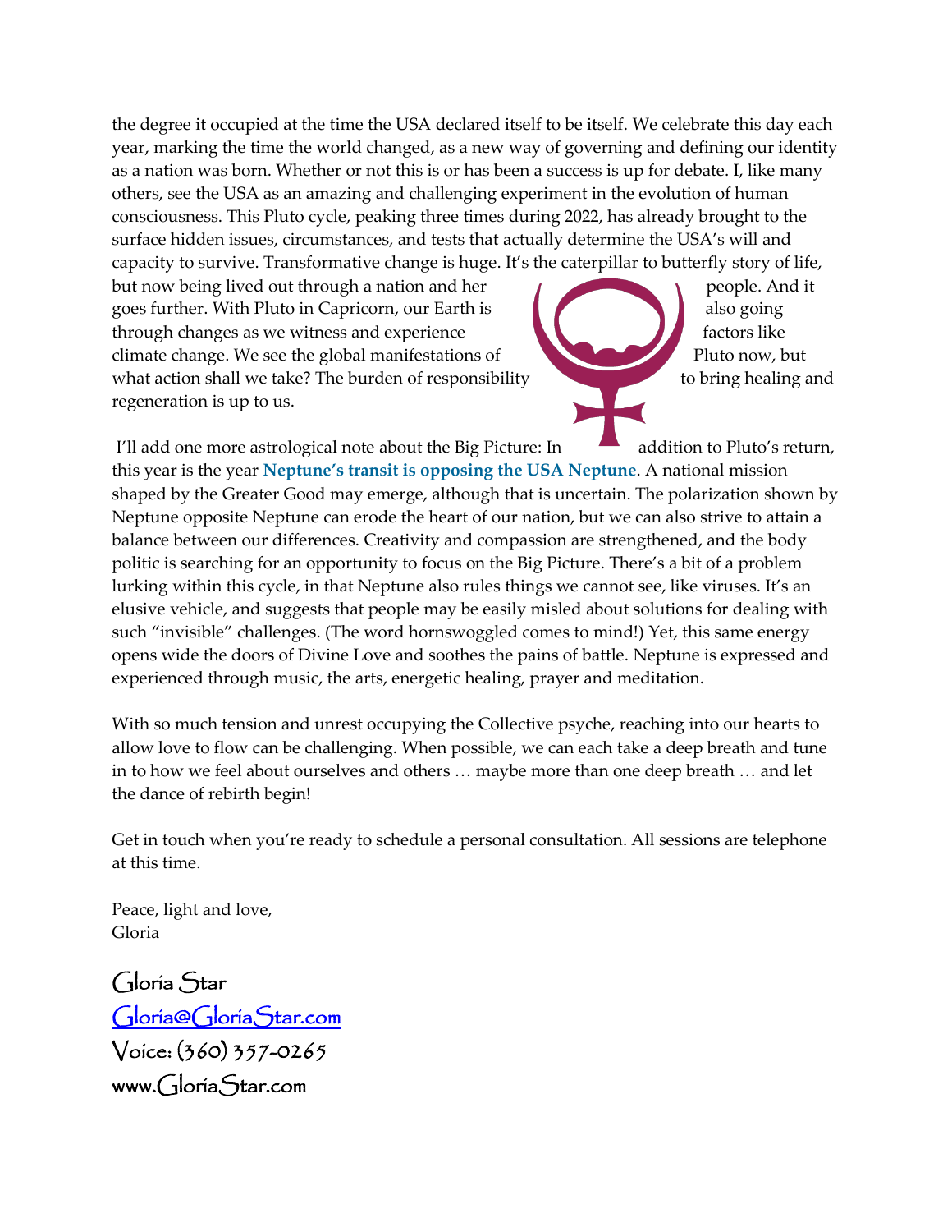the degree it occupied at the time the USA declared itself to be itself. We celebrate this day each year, marking the time the world changed, as a new way of governing and defining our identity as a nation was born. Whether or not this is or has been a success is up for debate. I, like many others, see the USA as an amazing and challenging experiment in the evolution of human consciousness. This Pluto cycle, peaking three times during 2022, has already brought to the surface hidden issues, circumstances, and tests that actually determine the USA's will and capacity to survive. Transformative change is huge. It's the caterpillar to butterfly story of life, but now being lived out through a nation and her people. And it goes further. With Pluto in Capricorn, our Earth is also going through changes as we witness and experience factors like climate change. We see the global manifestations of Pluto now, but what action shall we take? The burden of responsibility to bring healing and regeneration is up to us.

I'll add one more astrological note about the Big Picture: In addition to Pluto's return, this year is the year **Neptune's transit is opposing the USA Neptune**. A national mission shaped by the Greater Good may emerge, although that is uncertain. The polarization shown by Neptune opposite Neptune can erode the heart of our nation, but we can also strive to attain a balance between our differences. Creativity and compassion are strengthened, and the body politic is searching for an opportunity to focus on the Big Picture. There's a bit of a problem lurking within this cycle, in that Neptune also rules things we cannot see, like viruses. It's an elusive vehicle, and suggests that people may be easily misled about solutions for dealing with such "invisible" challenges. (The word hornswoggled comes to mind!) Yet, this same energy opens wide the doors of Divine Love and soothes the pains of battle. Neptune is expressed and experienced through music, the arts, energetic healing, prayer and meditation.

With so much tension and unrest occupying the Collective psyche, reaching into our hearts to allow love to flow can be challenging. When possible, we can each take a deep breath and tune in to how we feel about ourselves and others … maybe more than one deep breath … and let the dance of rebirth begin!

Get in touch when you're ready to schedule a personal consultation. All sessions are telephone at this time.

Peace, light and love,
Gloria

Gloria Star
Gloria@GloriaStar.com
Voice: (360) 357-0265
www.GloriaStar.com